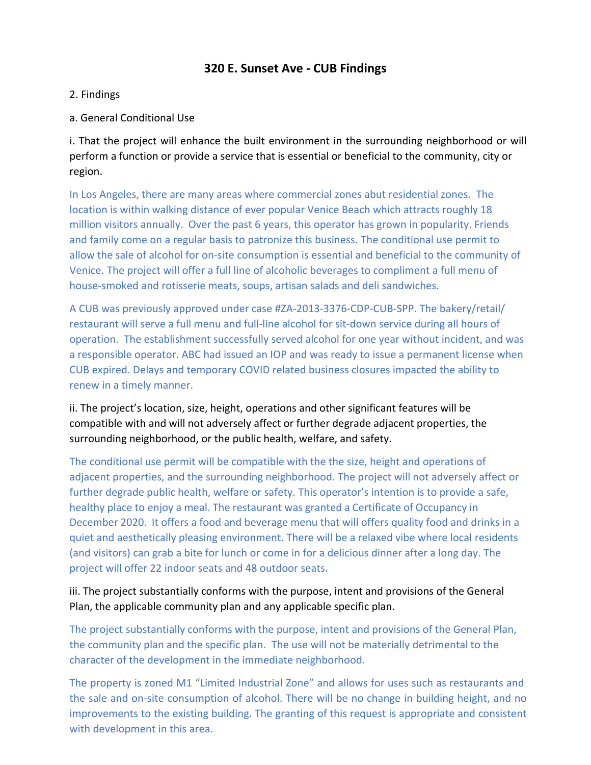# 320 E. Sunset Ave - CUB Findings

2. Findings

a. General Conditional Use

i. That the project will enhance the built environment in the surrounding neighborhood or will perform a function or provide a service that is essential or beneficial to the community, city or region.

In Los Angeles, there are many areas where commercial zones abut residential zones. The location is within walking distance of ever popular Venice Beach which attracts roughly 18 million visitors annually. Over the past 6 years, this operator has grown in popularity. Friends and family come on a regular basis to patronize this business. The conditional use permit to allow the sale of alcohol for on-site consumption is essential and beneficial to the community of Venice. The project will offer a full line of alcoholic beverages to compliment a full menu of house-smoked and rotisserie meats, soups, artisan salads and deli sandwiches.

A CUB was previously approved under case #ZA-2013-3376-CDP-CUB-SPP. The bakery/retail/ restaurant will serve a full menu and full-line alcohol for sit-down service during all hours of operation. The establishment successfully served alcohol for one year without incident, and was a responsible operator. ABC had issued an IOP and was ready to issue a permanent license when CUB expired. Delays and temporary COVID related business closures impacted the ability to renew in a timely manner.

ii. The project's location, size, height, operations and other significant features will be compatible with and will not adversely affect or further degrade adjacent properties, the surrounding neighborhood, or the public health, welfare, and safety.

The conditional use permit will be compatible with the the size, height and operations of adjacent properties, and the surrounding neighborhood. The project will not adversely affect or further degrade public health, welfare or safety. This operator's intention is to provide a safe, healthy place to enjoy a meal. The restaurant was granted a Certificate of Occupancy in December 2020. It offers a food and beverage menu that will offers quality food and drinks in a quiet and aesthetically pleasing environment. There will be a relaxed vibe where local residents (and visitors) can grab a bite for lunch or come in for a delicious dinner after a long day. The project will offer 22 indoor seats and 48 outdoor seats.

iii. The project substantially conforms with the purpose, intent and provisions of the General Plan, the applicable community plan and any applicable specific plan.

The project substantially conforms with the purpose, intent and provisions of the General Plan, the community plan and the specific plan. The use will not be materially detrimental to the character of the development in the immediate neighborhood.

The property is zoned M1 "Limited Industrial Zone" and allows for uses such as restaurants and the sale and on-site consumption of alcohol. There will be no change in building height, and no improvements to the existing building. The granting of this request is appropriate and consistent with development in this area.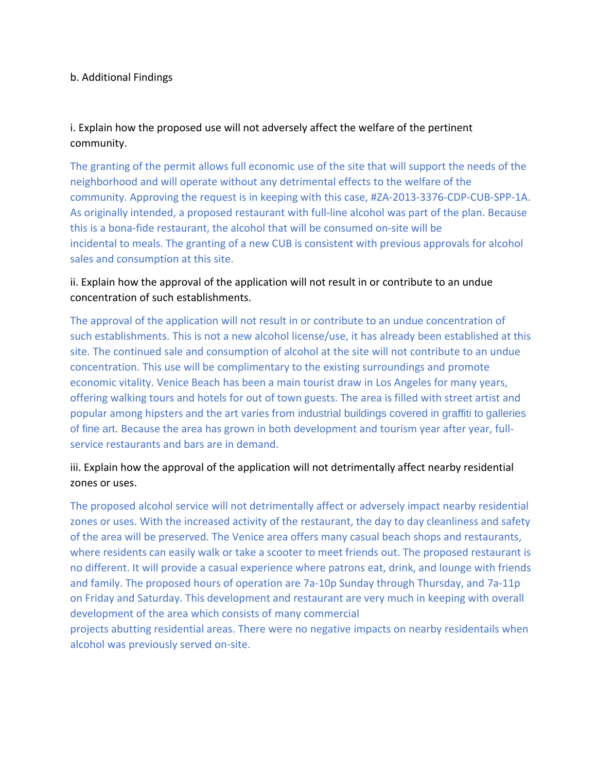b. Additional Findings

i. Explain how the proposed use will not adversely affect the welfare of the pertinent community.

The granting of the permit allows full economic use of the site that will support the needs of the neighborhood and will operate without any detrimental effects to the welfare of the community. Approving the request is in keeping with this case, #ZA-2013-3376-CDP-CUB-SPP-1A. As originally intended, a proposed restaurant with full-line alcohol was part of the plan. Because this is a bona-fide restaurant, the alcohol that will be consumed on-site will be incidental to meals. The granting of a new CUB is consistent with previous approvals for alcohol sales and consumption at this site.

ii. Explain how the approval of the application will not result in or contribute to an undue concentration of such establishments.

The approval of the application will not result in or contribute to an undue concentration of such establishments. This is not a new alcohol license/use, it has already been established at this site. The continued sale and consumption of alcohol at the site will not contribute to an undue concentration. This use will be complimentary to the existing surroundings and promote economic vitality. Venice Beach has been a main tourist draw in Los Angeles for many years, offering walking tours and hotels for out of town guests. The area is filled with street artist and popular among hipsters and the art varies from industrial buildings covered in graffiti to galleries of fine art. Because the area has grown in both development and tourism year after year, full-service restaurants and bars are in demand.

iii. Explain how the approval of the application will not detrimentally affect nearby residential zones or uses.

The proposed alcohol service will not detrimentally affect or adversely impact nearby residential zones or uses. With the increased activity of the restaurant, the day to day cleanliness and safety of the area will be preserved. The Venice area offers many casual beach shops and restaurants, where residents can easily walk or take a scooter to meet friends out. The proposed restaurant is no different. It will provide a casual experience where patrons eat, drink, and lounge with friends and family. The proposed hours of operation are 7a-10p Sunday through Thursday, and 7a-11p on Friday and Saturday. This development and restaurant are very much in keeping with overall development of the area which consists of many commercial projects abutting residential areas. There were no negative impacts on nearby residentails when alcohol was previously served on-site.